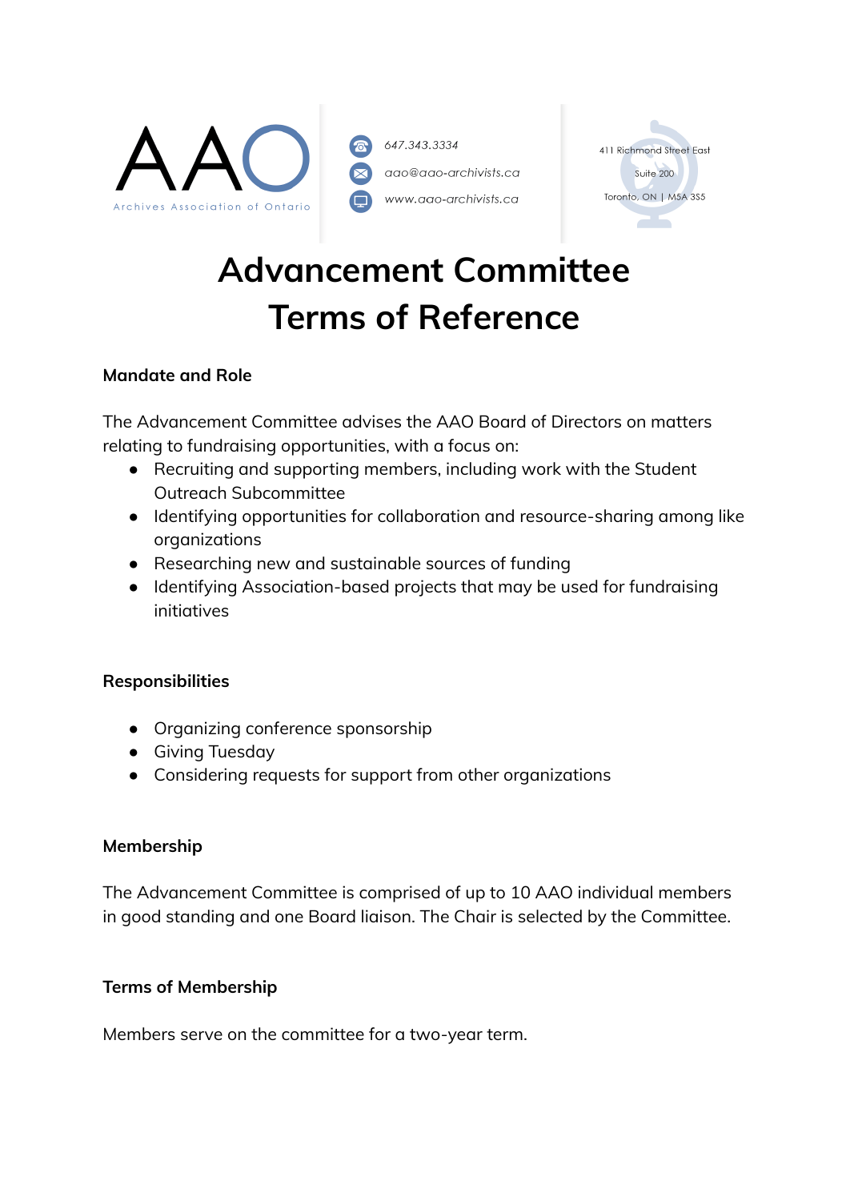AAO

Archives Association of Ontario

647.343.3334

aao@aao-archivists.ca

www.aao-archivists.ca

411 Richmond Street East

Suite 200

Toronto, ON | M5A 3S5

# Advancement Committee
# Terms of Reference

### Mandate and Role

The Advancement Committee advises the AAO Board of Directors on matters relating to fundraising opportunities, with a focus on:

- Recruiting and supporting members, including work with the Student Outreach Subcommittee
- Identifying opportunities for collaboration and resource-sharing among like organizations
- Researching new and sustainable sources of funding
- Identifying Association-based projects that may be used for fundraising initiatives

### Responsibilities

- Organizing conference sponsorship
- Giving Tuesday
- Considering requests for support from other organizations

### Membership

The Advancement Committee is comprised of up to 10 AAO individual members in good standing and one Board liaison. The Chair is selected by the Committee.

### Terms of Membership

Members serve on the committee for a two-year term.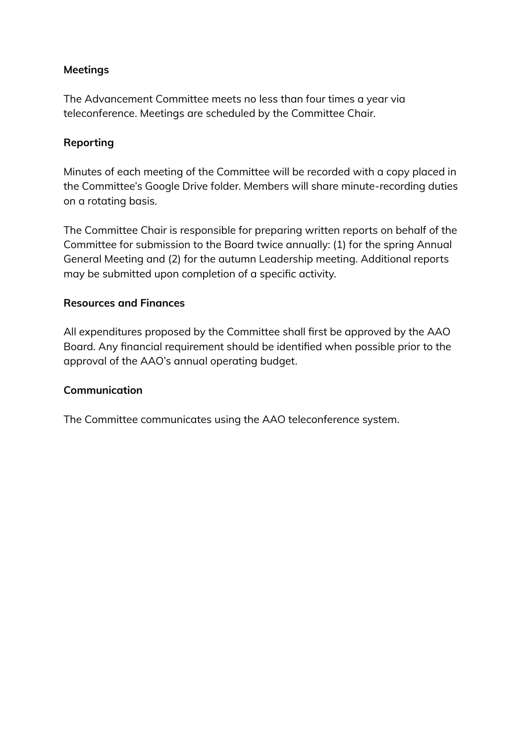**Meetings**

The Advancement Committee meets no less than four times a year via teleconference. Meetings are scheduled by the Committee Chair.

**Reporting**

Minutes of each meeting of the Committee will be recorded with a copy placed in the Committee's Google Drive folder. Members will share minute-recording duties on a rotating basis.

The Committee Chair is responsible for preparing written reports on behalf of the Committee for submission to the Board twice annually: (1) for the spring Annual General Meeting and (2) for the autumn Leadership meeting. Additional reports may be submitted upon completion of a specific activity.

**Resources and Finances**

All expenditures proposed by the Committee shall first be approved by the AAO Board. Any financial requirement should be identified when possible prior to the approval of the AAO's annual operating budget.

**Communication**

The Committee communicates using the AAO teleconference system.